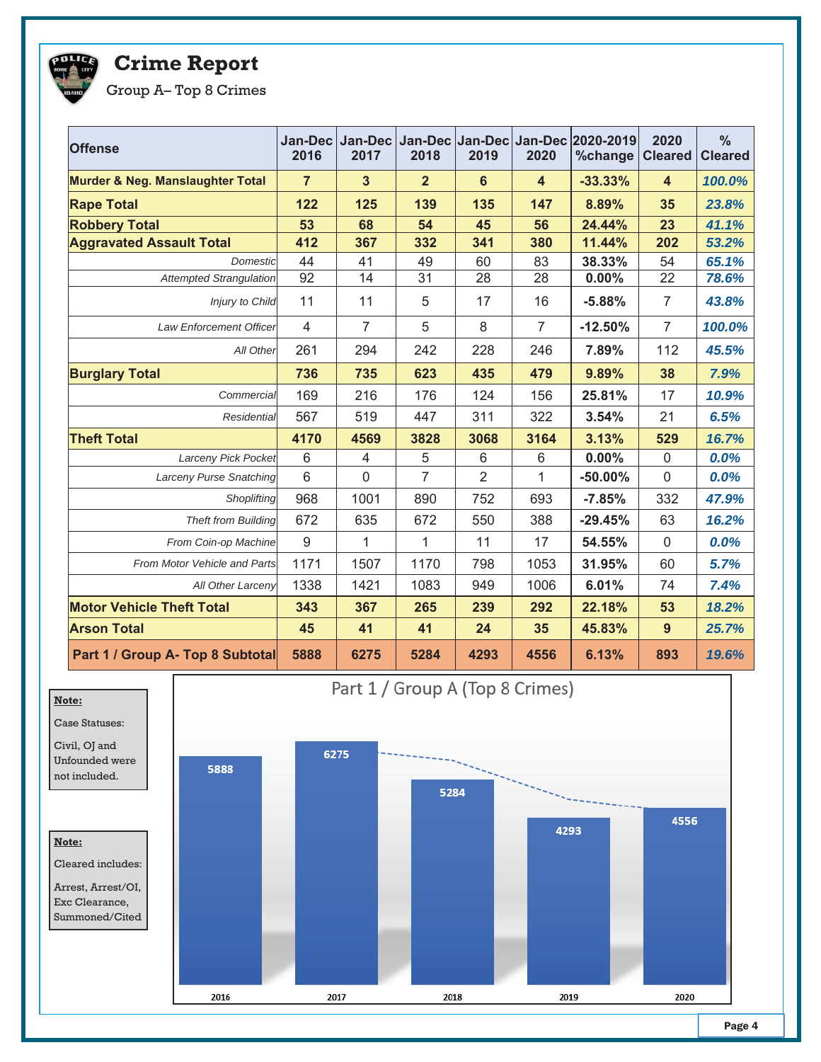# Crime Report

Group A– Top 8 Crimes

| Offense | Jan-Dec 2016 | Jan-Dec 2017 | Jan-Dec 2018 | Jan-Dec 2019 | Jan-Dec 2020 | 2020-2019 %change | 2020 Cleared | % Cleared |
|---|---|---|---|---|---|---|---|---|
| **Murder & Neg. Manslaughter Total** | **7** | **3** | **2** | **6** | **4** | **-33.33%** | **4** | ***100.0%*** |
| **Rape Total** | **122** | **125** | **139** | **135** | **147** | **8.89%** | **35** | ***23.8%*** |
| **Robbery Total** | **53** | **68** | **54** | **45** | **56** | **24.44%** | **23** | ***41.1%*** |
| **Aggravated Assault Total** | **412** | **367** | **332** | **341** | **380** | **11.44%** | **202** | ***53.2%*** |
| *Domestic* | 44 | 41 | 49 | 60 | 83 | **38.33%** | 54 | ***65.1%*** |
| *Attempted Strangulation* | 92 | 14 | 31 | 28 | 28 | **0.00%** | 22 | ***78.6%*** |
| *Injury to Child* | 11 | 11 | 5 | 17 | 16 | **-5.88%** | 7 | ***43.8%*** |
| *Law Enforcement Officer* | 4 | 7 | 5 | 8 | 7 | **-12.50%** | 7 | ***100.0%*** |
| *All Other* | 261 | 294 | 242 | 228 | 246 | **7.89%** | 112 | ***45.5%*** |
| **Burglary Total** | **736** | **735** | **623** | **435** | **479** | **9.89%** | **38** | ***7.9%*** |
| *Commercial* | 169 | 216 | 176 | 124 | 156 | **25.81%** | 17 | ***10.9%*** |
| *Residential* | 567 | 519 | 447 | 311 | 322 | **3.54%** | 21 | ***6.5%*** |
| **Theft Total** | **4170** | **4569** | **3828** | **3068** | **3164** | **3.13%** | **529** | ***16.7%*** |
| *Larceny Pick Pocket* | 6 | 4 | 5 | 6 | 6 | **0.00%** | 0 | ***0.0%*** |
| *Larceny Purse Snatching* | 6 | 0 | 7 | 2 | 1 | **-50.00%** | 0 | ***0.0%*** |
| *Shoplifting* | 968 | 1001 | 890 | 752 | 693 | **-7.85%** | 332 | ***47.9%*** |
| *Theft from Building* | 672 | 635 | 672 | 550 | 388 | **-29.45%** | 63 | ***16.2%*** |
| *From Coin-op Machine* | 9 | 1 | 1 | 11 | 17 | **54.55%** | 0 | ***0.0%*** |
| *From Motor Vehicle and Parts* | 1171 | 1507 | 1170 | 798 | 1053 | **31.95%** | 60 | ***5.7%*** |
| *All Other Larceny* | 1338 | 1421 | 1083 | 949 | 1006 | **6.01%** | 74 | ***7.4%*** |
| **Motor Vehicle Theft Total** | **343** | **367** | **265** | **239** | **292** | **22.18%** | **53** | ***18.2%*** |
| **Arson Total** | **45** | **41** | **41** | **24** | **35** | **45.83%** | **9** | ***25.7%*** |
| **Part 1 / Group A- Top 8 Subtotal** | **5888** | **6275** | **5284** | **4293** | **4556** | **6.13%** | **893** | ***19.6%*** |

**Note:**

Case Statuses:

Civil, OJ and Unfounded were not included.

**Note:**

Cleared includes:

Arrest, Arrest/OI, Exc Clearance, Summoned/Cited

Part 1 / Group A (Top 8 Crimes)

| Year | Count |
|---|---|
| 2016 | 5888 |
| 2017 | 6275 |
| 2018 | 5284 |
| 2019 | 4293 |
| 2020 | 4556 |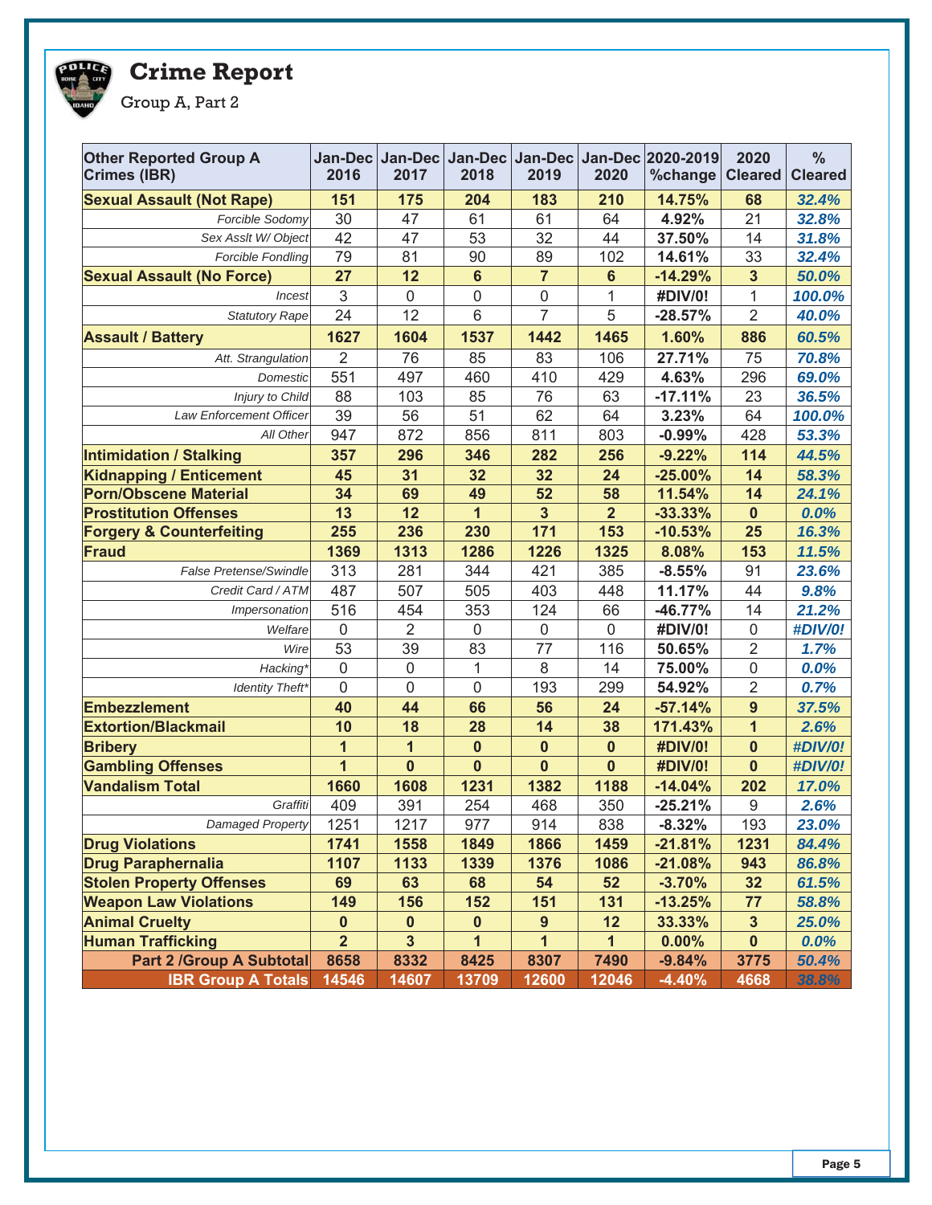# Crime Report

Group A, Part 2

| Other Reported Group A Crimes (IBR) | Jan-Dec 2016 | Jan-Dec 2017 | Jan-Dec 2018 | Jan-Dec 2019 | Jan-Dec 2020 | 2020-2019 %change | 2020 Cleared | % Cleared |
|---|---|---|---|---|---|---|---|---|
| **Sexual Assault (Not Rape)** | **151** | **175** | **204** | **183** | **210** | **14.75%** | **68** | ***32.4%*** |
| *Forcible Sodomy* | 30 | 47 | 61 | 61 | 64 | **4.92%** | 21 | ***32.8%*** |
| *Sex Asslt W/ Object* | 42 | 47 | 53 | 32 | 44 | **37.50%** | 14 | ***31.8%*** |
| *Forcible Fondling* | 79 | 81 | 90 | 89 | 102 | **14.61%** | 33 | ***32.4%*** |
| **Sexual Assault (No Force)** | **27** | **12** | **6** | **7** | **6** | **-14.29%** | **3** | ***50.0%*** |
| *Incest* | 3 | 0 | 0 | 0 | 1 | **#DIV/0!** | 1 | ***100.0%*** |
| *Statutory Rape* | 24 | 12 | 6 | 7 | 5 | **-28.57%** | 2 | ***40.0%*** |
| **Assault / Battery** | **1627** | **1604** | **1537** | **1442** | **1465** | **1.60%** | **886** | ***60.5%*** |
| *Att. Strangulation* | 2 | 76 | 85 | 83 | 106 | **27.71%** | 75 | ***70.8%*** |
| *Domestic* | 551 | 497 | 460 | 410 | 429 | **4.63%** | 296 | ***69.0%*** |
| *Injury to Child* | 88 | 103 | 85 | 76 | 63 | **-17.11%** | 23 | ***36.5%*** |
| *Law Enforcement Officer* | 39 | 56 | 51 | 62 | 64 | **3.23%** | 64 | ***100.0%*** |
| *All Other* | 947 | 872 | 856 | 811 | 803 | **-0.99%** | 428 | ***53.3%*** |
| **Intimidation / Stalking** | **357** | **296** | **346** | **282** | **256** | **-9.22%** | **114** | ***44.5%*** |
| **Kidnapping / Enticement** | **45** | **31** | **32** | **32** | **24** | **-25.00%** | **14** | ***58.3%*** |
| **Porn/Obscene Material** | **34** | **69** | **49** | **52** | **58** | **11.54%** | **14** | ***24.1%*** |
| **Prostitution Offenses** | **13** | **12** | **1** | **3** | **2** | **-33.33%** | **0** | ***0.0%*** |
| **Forgery & Counterfeiting** | **255** | **236** | **230** | **171** | **153** | **-10.53%** | **25** | ***16.3%*** |
| **Fraud** | **1369** | **1313** | **1286** | **1226** | **1325** | **8.08%** | **153** | ***11.5%*** |
| *False Pretense/Swindle* | 313 | 281 | 344 | 421 | 385 | **-8.55%** | 91 | ***23.6%*** |
| *Credit Card / ATM* | 487 | 507 | 505 | 403 | 448 | **11.17%** | 44 | ***9.8%*** |
| *Impersonation* | 516 | 454 | 353 | 124 | 66 | **-46.77%** | 14 | ***21.2%*** |
| *Welfare* | 0 | 2 | 0 | 0 | 0 | **#DIV/0!** | 0 | ***#DIV/0!*** |
| *Wire* | 53 | 39 | 83 | 77 | 116 | **50.65%** | 2 | ***1.7%*** |
| *Hacking** | 0 | 0 | 1 | 8 | 14 | **75.00%** | 0 | ***0.0%*** |
| *Identity Theft** | 0 | 0 | 0 | 193 | 299 | **54.92%** | 2 | ***0.7%*** |
| **Embezzlement** | **40** | **44** | **66** | **56** | **24** | **-57.14%** | **9** | ***37.5%*** |
| **Extortion/Blackmail** | **10** | **18** | **28** | **14** | **38** | **171.43%** | **1** | ***2.6%*** |
| **Bribery** | **1** | **1** | **0** | **0** | **0** | **#DIV/0!** | **0** | ***#DIV/0!*** |
| **Gambling Offenses** | **1** | **0** | **0** | **0** | **0** | **#DIV/0!** | **0** | ***#DIV/0!*** |
| **Vandalism Total** | **1660** | **1608** | **1231** | **1382** | **1188** | **-14.04%** | **202** | ***17.0%*** |
| *Graffiti* | 409 | 391 | 254 | 468 | 350 | **-25.21%** | 9 | ***2.6%*** |
| *Damaged Property* | 1251 | 1217 | 977 | 914 | 838 | **-8.32%** | 193 | ***23.0%*** |
| **Drug Violations** | **1741** | **1558** | **1849** | **1866** | **1459** | **-21.81%** | **1231** | ***84.4%*** |
| **Drug Paraphernalia** | **1107** | **1133** | **1339** | **1376** | **1086** | **-21.08%** | **943** | ***86.8%*** |
| **Stolen Property Offenses** | **69** | **63** | **68** | **54** | **52** | **-3.70%** | **32** | ***61.5%*** |
| **Weapon Law Violations** | **149** | **156** | **152** | **151** | **131** | **-13.25%** | **77** | ***58.8%*** |
| **Animal Cruelty** | **0** | **0** | **0** | **9** | **12** | **33.33%** | **3** | ***25.0%*** |
| **Human Trafficking** | **2** | **3** | **1** | **1** | **1** | **0.00%** | **0** | ***0.0%*** |
| **Part 2 /Group A Subtotal** | **8658** | **8332** | **8425** | **8307** | **7490** | **-9.84%** | **3775** | ***50.4%*** |
| **IBR Group A Totals** | **14546** | **14607** | **13709** | **12600** | **12046** | **-4.40%** | **4668** | ***38.8%*** |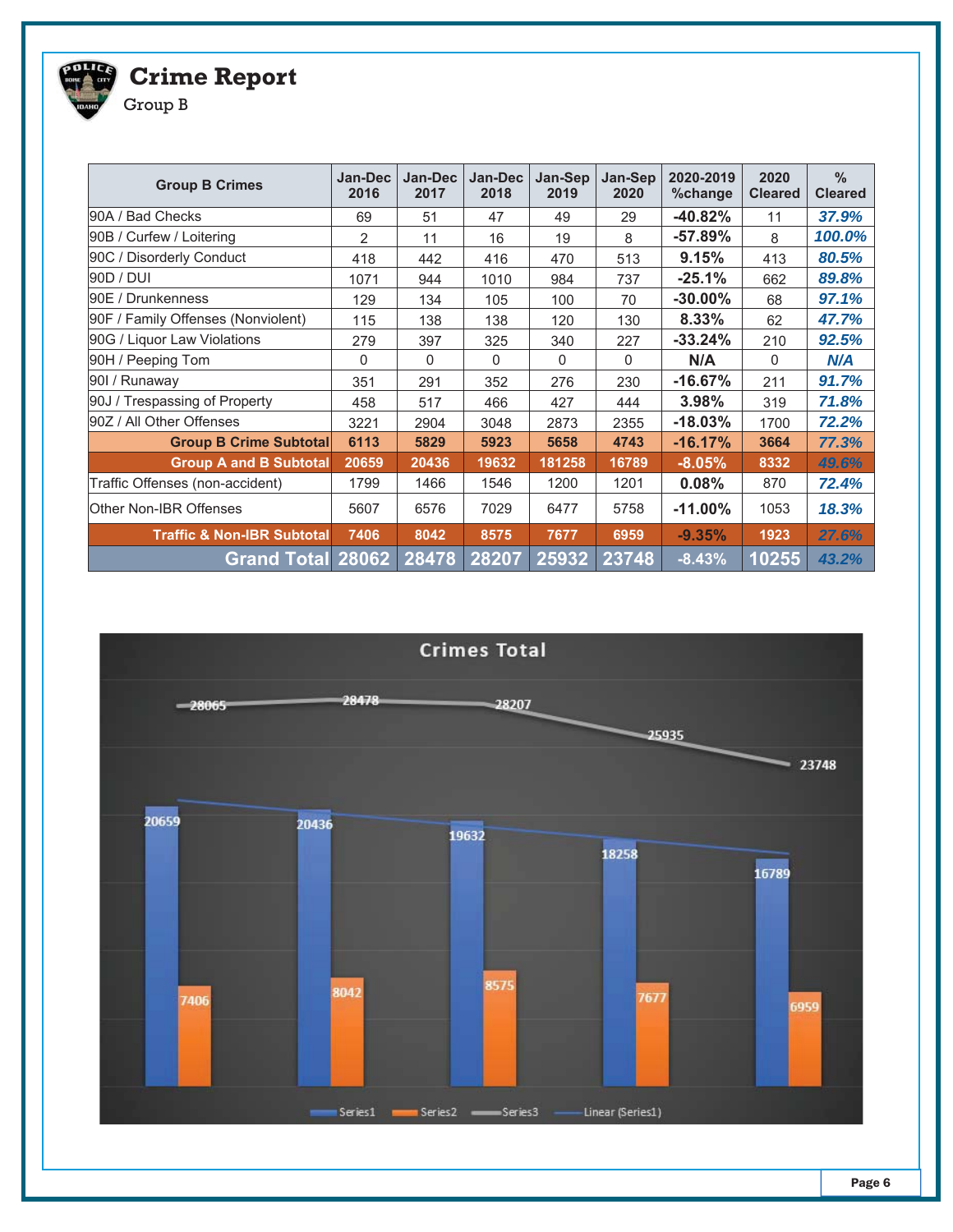# Crime Report

Group B

| Group B Crimes | Jan-Dec 2016 | Jan-Dec 2017 | Jan-Dec 2018 | Jan-Sep 2019 | Jan-Sep 2020 | 2020-2019 %change | 2020 Cleared | % Cleared |
|---|---|---|---|---|---|---|---|---|
| 90A / Bad Checks | 69 | 51 | 47 | 49 | 29 | -40.82% | 11 | 37.9% |
| 90B / Curfew / Loitering | 2 | 11 | 16 | 19 | 8 | -57.89% | 8 | 100.0% |
| 90C / Disorderly Conduct | 418 | 442 | 416 | 470 | 513 | 9.15% | 413 | 80.5% |
| 90D / DUI | 1071 | 944 | 1010 | 984 | 737 | -25.1% | 662 | 89.8% |
| 90E / Drunkenness | 129 | 134 | 105 | 100 | 70 | -30.00% | 68 | 97.1% |
| 90F / Family Offenses (Nonviolent) | 115 | 138 | 138 | 120 | 130 | 8.33% | 62 | 47.7% |
| 90G / Liquor Law Violations | 279 | 397 | 325 | 340 | 227 | -33.24% | 210 | 92.5% |
| 90H / Peeping Tom | 0 | 0 | 0 | 0 | 0 | N/A | 0 | N/A |
| 90I / Runaway | 351 | 291 | 352 | 276 | 230 | -16.67% | 211 | 91.7% |
| 90J / Trespassing of Property | 458 | 517 | 466 | 427 | 444 | 3.98% | 319 | 71.8% |
| 90Z / All Other Offenses | 3221 | 2904 | 3048 | 2873 | 2355 | -18.03% | 1700 | 72.2% |
| **Group B Crime Subtotal** | **6113** | **5829** | **5923** | **5658** | **4743** | **-16.17%** | **3664** | **77.3%** |
| **Group A and B Subtotal** | **20659** | **20436** | **19632** | **181258** | **16789** | **-8.05%** | **8332** | **49.6%** |
| Traffic Offenses (non-accident) | 1799 | 1466 | 1546 | 1200 | 1201 | 0.08% | 870 | 72.4% |
| Other Non-IBR Offenses | 5607 | 6576 | 7029 | 6477 | 5758 | -11.00% | 1053 | 18.3% |
| **Traffic & Non-IBR Subtotal** | **7406** | **8042** | **8575** | **7677** | **6959** | **-9.35%** | **1923** | **27.6%** |
| **Grand Total** | **28062** | **28478** | **28207** | **25932** | **23748** | **-8.43%** | **10255** | **43.2%** |

Crimes Total

28065
28478
28207
25935
23748

20659
20436
19632
18258
16789

7406
8042
8575
7677
6959

Series1
Series2
Series3
Linear (Series1)